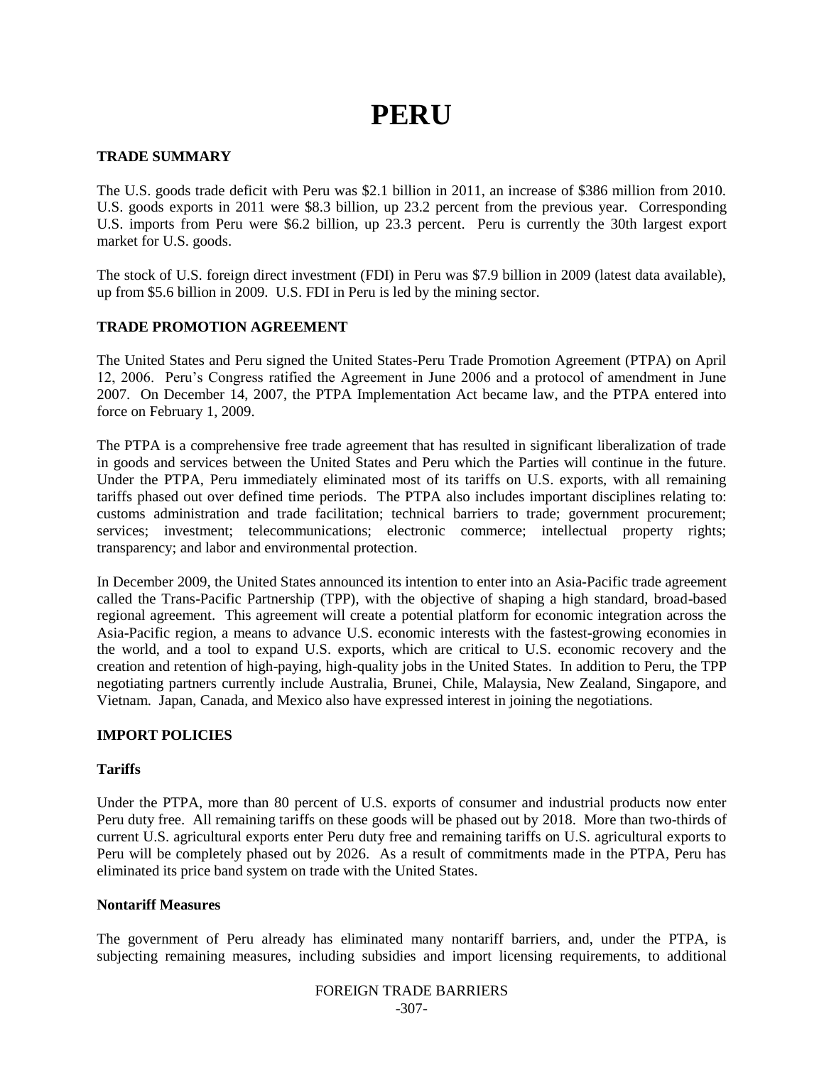# PERU

## TRADE SUMMARY

The U.S. goods trade deficit with Peru was $2.1 billion in 2011, an increase of $386 million from 2010. U.S. goods exports in 2011 were $8.3 billion, up 23.2 percent from the previous year. Corresponding U.S. imports from Peru were $6.2 billion, up 23.3 percent. Peru is currently the 30th largest export market for U.S. goods.

The stock of U.S. foreign direct investment (FDI) in Peru was $7.9 billion in 2009 (latest data available), up from $5.6 billion in 2009. U.S. FDI in Peru is led by the mining sector.

## TRADE PROMOTION AGREEMENT

The United States and Peru signed the United States-Peru Trade Promotion Agreement (PTPA) on April 12, 2006. Peru's Congress ratified the Agreement in June 2006 and a protocol of amendment in June 2007. On December 14, 2007, the PTPA Implementation Act became law, and the PTPA entered into force on February 1, 2009.

The PTPA is a comprehensive free trade agreement that has resulted in significant liberalization of trade in goods and services between the United States and Peru which the Parties will continue in the future. Under the PTPA, Peru immediately eliminated most of its tariffs on U.S. exports, with all remaining tariffs phased out over defined time periods. The PTPA also includes important disciplines relating to: customs administration and trade facilitation; technical barriers to trade; government procurement; services; investment; telecommunications; electronic commerce; intellectual property rights; transparency; and labor and environmental protection.

In December 2009, the United States announced its intention to enter into an Asia-Pacific trade agreement called the Trans-Pacific Partnership (TPP), with the objective of shaping a high standard, broad-based regional agreement. This agreement will create a potential platform for economic integration across the Asia-Pacific region, a means to advance U.S. economic interests with the fastest-growing economies in the world, and a tool to expand U.S. exports, which are critical to U.S. economic recovery and the creation and retention of high-paying, high-quality jobs in the United States. In addition to Peru, the TPP negotiating partners currently include Australia, Brunei, Chile, Malaysia, New Zealand, Singapore, and Vietnam. Japan, Canada, and Mexico also have expressed interest in joining the negotiations.

## IMPORT POLICIES

### Tariffs

Under the PTPA, more than 80 percent of U.S. exports of consumer and industrial products now enter Peru duty free. All remaining tariffs on these goods will be phased out by 2018. More than two-thirds of current U.S. agricultural exports enter Peru duty free and remaining tariffs on U.S. agricultural exports to Peru will be completely phased out by 2026. As a result of commitments made in the PTPA, Peru has eliminated its price band system on trade with the United States.

### Nontariff Measures

The government of Peru already has eliminated many nontariff barriers, and, under the PTPA, is subjecting remaining measures, including subsidies and import licensing requirements, to additional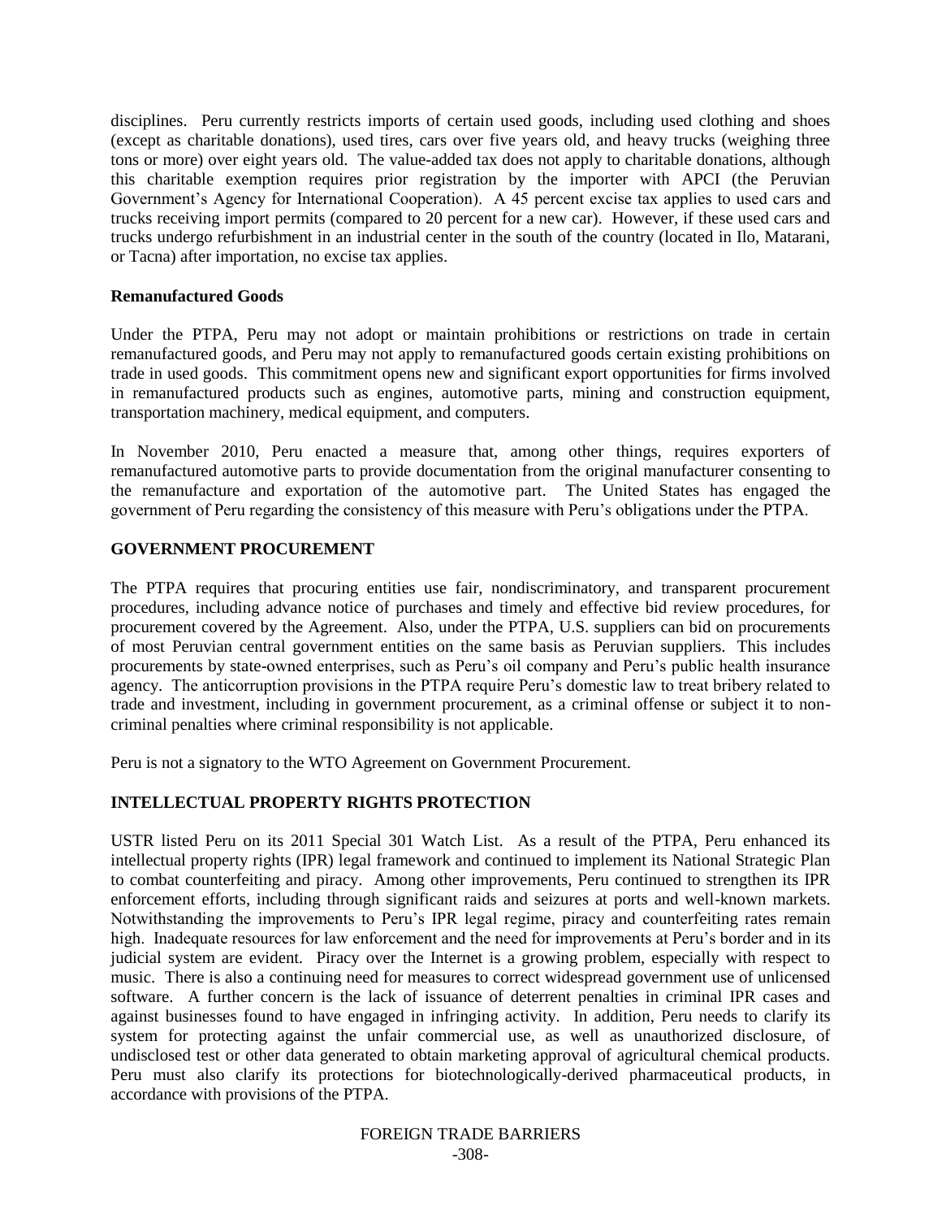disciplines. Peru currently restricts imports of certain used goods, including used clothing and shoes (except as charitable donations), used tires, cars over five years old, and heavy trucks (weighing three tons or more) over eight years old. The value-added tax does not apply to charitable donations, although this charitable exemption requires prior registration by the importer with APCI (the Peruvian Government's Agency for International Cooperation). A 45 percent excise tax applies to used cars and trucks receiving import permits (compared to 20 percent for a new car). However, if these used cars and trucks undergo refurbishment in an industrial center in the south of the country (located in Ilo, Matarani, or Tacna) after importation, no excise tax applies.

**Remanufactured Goods**

Under the PTPA, Peru may not adopt or maintain prohibitions or restrictions on trade in certain remanufactured goods, and Peru may not apply to remanufactured goods certain existing prohibitions on trade in used goods. This commitment opens new and significant export opportunities for firms involved in remanufactured products such as engines, automotive parts, mining and construction equipment, transportation machinery, medical equipment, and computers.

In November 2010, Peru enacted a measure that, among other things, requires exporters of remanufactured automotive parts to provide documentation from the original manufacturer consenting to the remanufacture and exportation of the automotive part. The United States has engaged the government of Peru regarding the consistency of this measure with Peru's obligations under the PTPA.

## GOVERNMENT PROCUREMENT

The PTPA requires that procuring entities use fair, nondiscriminatory, and transparent procurement procedures, including advance notice of purchases and timely and effective bid review procedures, for procurement covered by the Agreement. Also, under the PTPA, U.S. suppliers can bid on procurements of most Peruvian central government entities on the same basis as Peruvian suppliers. This includes procurements by state-owned enterprises, such as Peru's oil company and Peru's public health insurance agency. The anticorruption provisions in the PTPA require Peru's domestic law to treat bribery related to trade and investment, including in government procurement, as a criminal offense or subject it to non-criminal penalties where criminal responsibility is not applicable.

Peru is not a signatory to the WTO Agreement on Government Procurement.

## INTELLECTUAL PROPERTY RIGHTS PROTECTION

USTR listed Peru on its 2011 Special 301 Watch List. As a result of the PTPA, Peru enhanced its intellectual property rights (IPR) legal framework and continued to implement its National Strategic Plan to combat counterfeiting and piracy. Among other improvements, Peru continued to strengthen its IPR enforcement efforts, including through significant raids and seizures at ports and well-known markets. Notwithstanding the improvements to Peru's IPR legal regime, piracy and counterfeiting rates remain high. Inadequate resources for law enforcement and the need for improvements at Peru's border and in its judicial system are evident. Piracy over the Internet is a growing problem, especially with respect to music. There is also a continuing need for measures to correct widespread government use of unlicensed software. A further concern is the lack of issuance of deterrent penalties in criminal IPR cases and against businesses found to have engaged in infringing activity. In addition, Peru needs to clarify its system for protecting against the unfair commercial use, as well as unauthorized disclosure, of undisclosed test or other data generated to obtain marketing approval of agricultural chemical products. Peru must also clarify its protections for biotechnologically-derived pharmaceutical products, in accordance with provisions of the PTPA.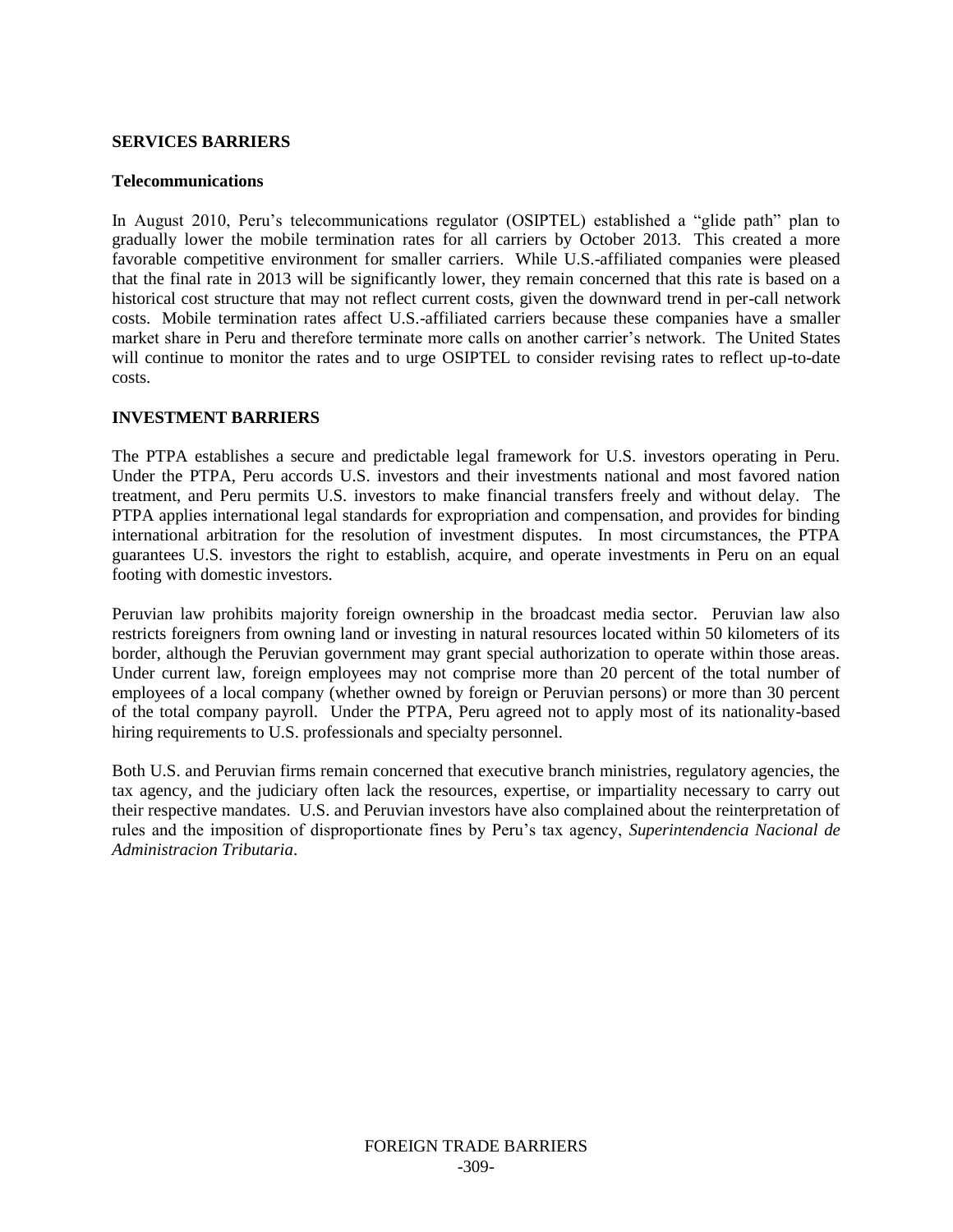## SERVICES BARRIERS

### Telecommunications

In August 2010, Peru's telecommunications regulator (OSIPTEL) established a "glide path" plan to gradually lower the mobile termination rates for all carriers by October 2013. This created a more favorable competitive environment for smaller carriers. While U.S.-affiliated companies were pleased that the final rate in 2013 will be significantly lower, they remain concerned that this rate is based on a historical cost structure that may not reflect current costs, given the downward trend in per-call network costs. Mobile termination rates affect U.S.-affiliated carriers because these companies have a smaller market share in Peru and therefore terminate more calls on another carrier's network. The United States will continue to monitor the rates and to urge OSIPTEL to consider revising rates to reflect up-to-date costs.

## INVESTMENT BARRIERS

The PTPA establishes a secure and predictable legal framework for U.S. investors operating in Peru. Under the PTPA, Peru accords U.S. investors and their investments national and most favored nation treatment, and Peru permits U.S. investors to make financial transfers freely and without delay. The PTPA applies international legal standards for expropriation and compensation, and provides for binding international arbitration for the resolution of investment disputes. In most circumstances, the PTPA guarantees U.S. investors the right to establish, acquire, and operate investments in Peru on an equal footing with domestic investors.

Peruvian law prohibits majority foreign ownership in the broadcast media sector. Peruvian law also restricts foreigners from owning land or investing in natural resources located within 50 kilometers of its border, although the Peruvian government may grant special authorization to operate within those areas. Under current law, foreign employees may not comprise more than 20 percent of the total number of employees of a local company (whether owned by foreign or Peruvian persons) or more than 30 percent of the total company payroll. Under the PTPA, Peru agreed not to apply most of its nationality-based hiring requirements to U.S. professionals and specialty personnel.

Both U.S. and Peruvian firms remain concerned that executive branch ministries, regulatory agencies, the tax agency, and the judiciary often lack the resources, expertise, or impartiality necessary to carry out their respective mandates. U.S. and Peruvian investors have also complained about the reinterpretation of rules and the imposition of disproportionate fines by Peru's tax agency, *Superintendencia Nacional de Administracion Tributaria*.